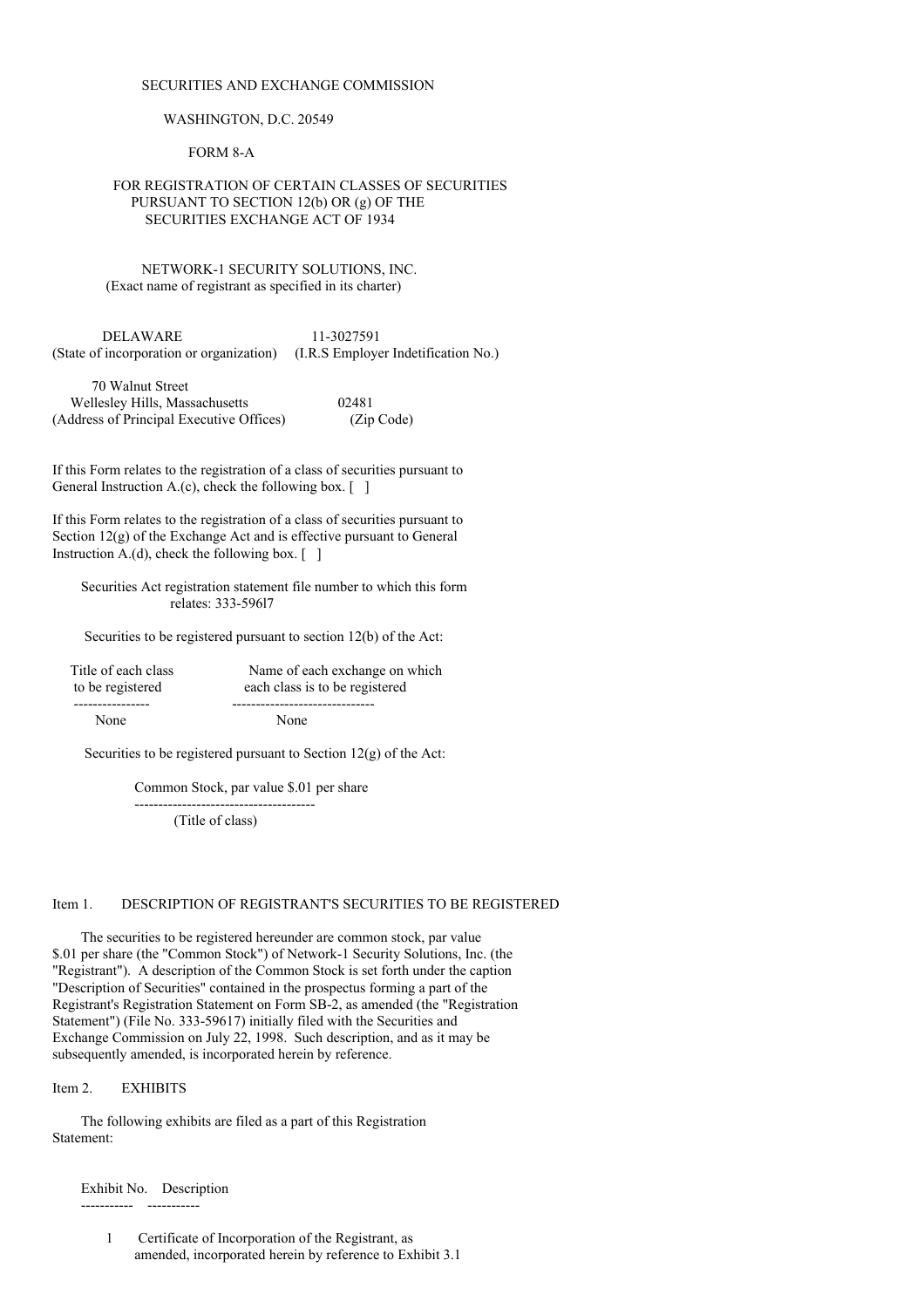SECURITIES AND EXCHANGE COMMISSION

WASHINGTON, D.C. 20549

FORM 8-A

FOR REGISTRATION OF CERTAIN CLASSES OF SECURITIES PURSUANT TO SECTION 12(b) OR (g) OF THE SECURITIES EXCHANGE ACT OF 1934

NETWORK-1 SECURITY SOLUTIONS, INC.
(Exact name of registrant as specified in its charter)

| DELAWARE | 11-3027591 |
|---|---|
| (State of incorporation or organization) | (I.R.S Employer Indetification No.) |

| 70 Walnut Street Wellesley Hills, Massachusetts | 02481 |
|---|---|
| (Address of Principal Executive Offices) | (Zip Code) |

If this Form relates to the registration of a class of securities pursuant to General Instruction A.(c), check the following box. [ ]

If this Form relates to the registration of a class of securities pursuant to Section 12(g) of the Exchange Act and is effective pursuant to General Instruction A.(d), check the following box. [ ]

Securities Act registration statement file number to which this form relates: 333-596l7

Securities to be registered pursuant to section 12(b) of the Act:

| Title of each class to be registered | Name of each exchange on which each class is to be registered |
|---|---|
| None | None |

Securities to be registered pursuant to Section 12(g) of the Act:

Common Stock, par value $.01 per share
(Title of class)

Item 1. DESCRIPTION OF REGISTRANT'S SECURITIES TO BE REGISTERED

The securities to be registered hereunder are common stock, par value $.01 per share (the "Common Stock") of Network-1 Security Solutions, Inc. (the "Registrant"). A description of the Common Stock is set forth under the caption "Description of Securities" contained in the prospectus forming a part of the Registrant's Registration Statement on Form SB-2, as amended (the "Registration Statement") (File No. 333-59617) initially filed with the Securities and Exchange Commission on July 22, 1998. Such description, and as it may be subsequently amended, is incorporated herein by reference.

Item 2. EXHIBITS

The following exhibits are filed as a part of this Registration Statement:

| Exhibit No. | Description |
|---|---|
| 1 | Certificate of Incorporation of the Registrant, as amended, incorporated herein by reference to Exhibit 3.1 |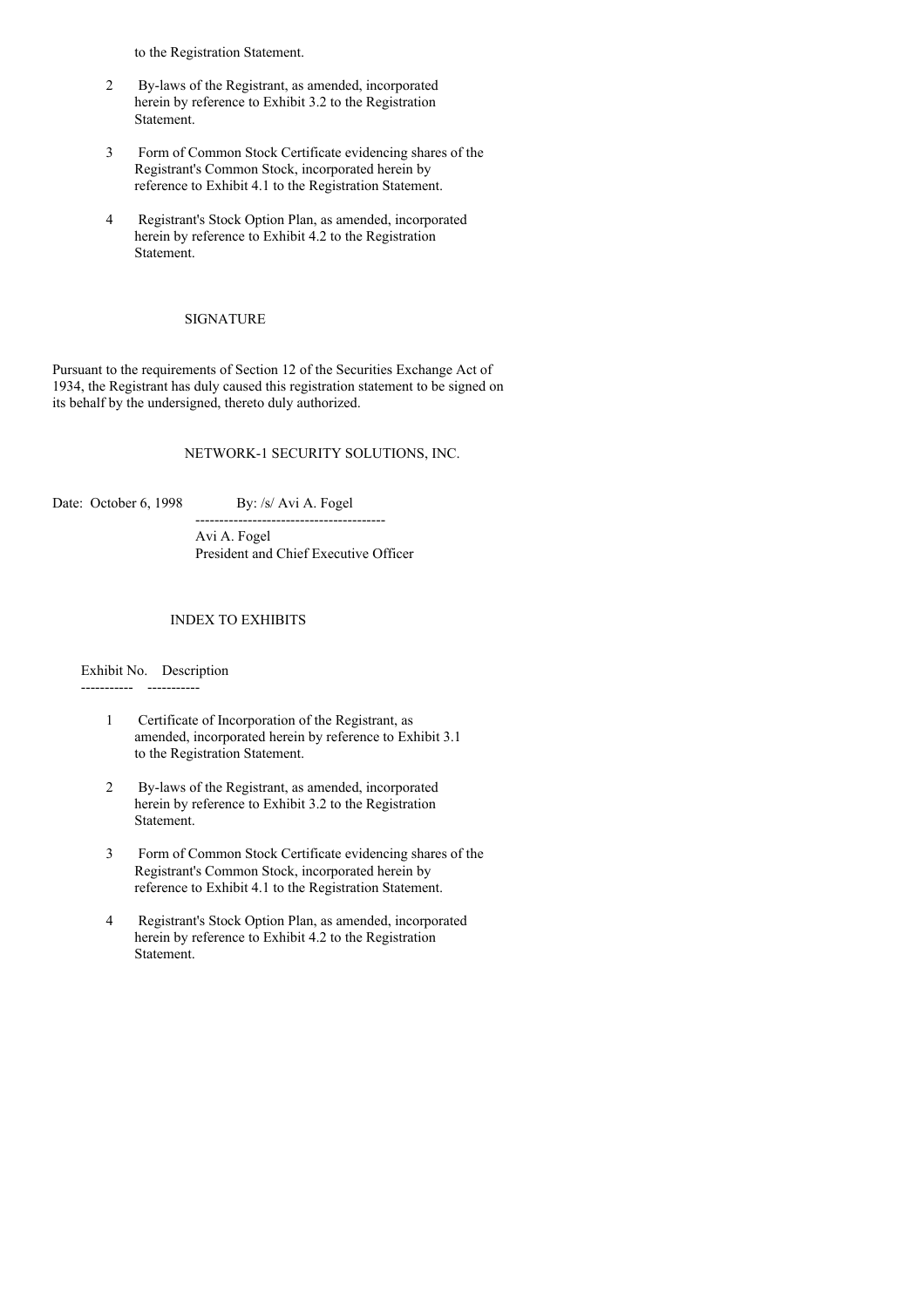to the Registration Statement.

2. By-laws of the Registrant, as amended, incorporated herein by reference to Exhibit 3.2 to the Registration Statement.

3. Form of Common Stock Certificate evidencing shares of the Registrant's Common Stock, incorporated herein by reference to Exhibit 4.1 to the Registration Statement.

4. Registrant's Stock Option Plan, as amended, incorporated herein by reference to Exhibit 4.2 to the Registration Statement.

## SIGNATURE

Pursuant to the requirements of Section 12 of the Securities Exchange Act of 1934, the Registrant has duly caused this registration statement to be signed on its behalf by the undersigned, thereto duly authorized.

NETWORK-1 SECURITY SOLUTIONS, INC.

Date: October 6, 1998

By: /s/ Avi A. Fogel

---

Avi A. Fogel
President and Chief Executive Officer

## INDEX TO EXHIBITS

| Exhibit No. | Description |
|---|---|
| 1 | Certificate of Incorporation of the Registrant, as amended, incorporated herein by reference to Exhibit 3.1 to the Registration Statement. |
| 2 | By-laws of the Registrant, as amended, incorporated herein by reference to Exhibit 3.2 to the Registration Statement. |
| 3 | Form of Common Stock Certificate evidencing shares of the Registrant's Common Stock, incorporated herein by reference to Exhibit 4.1 to the Registration Statement. |
| 4 | Registrant's Stock Option Plan, as amended, incorporated herein by reference to Exhibit 4.2 to the Registration Statement. |